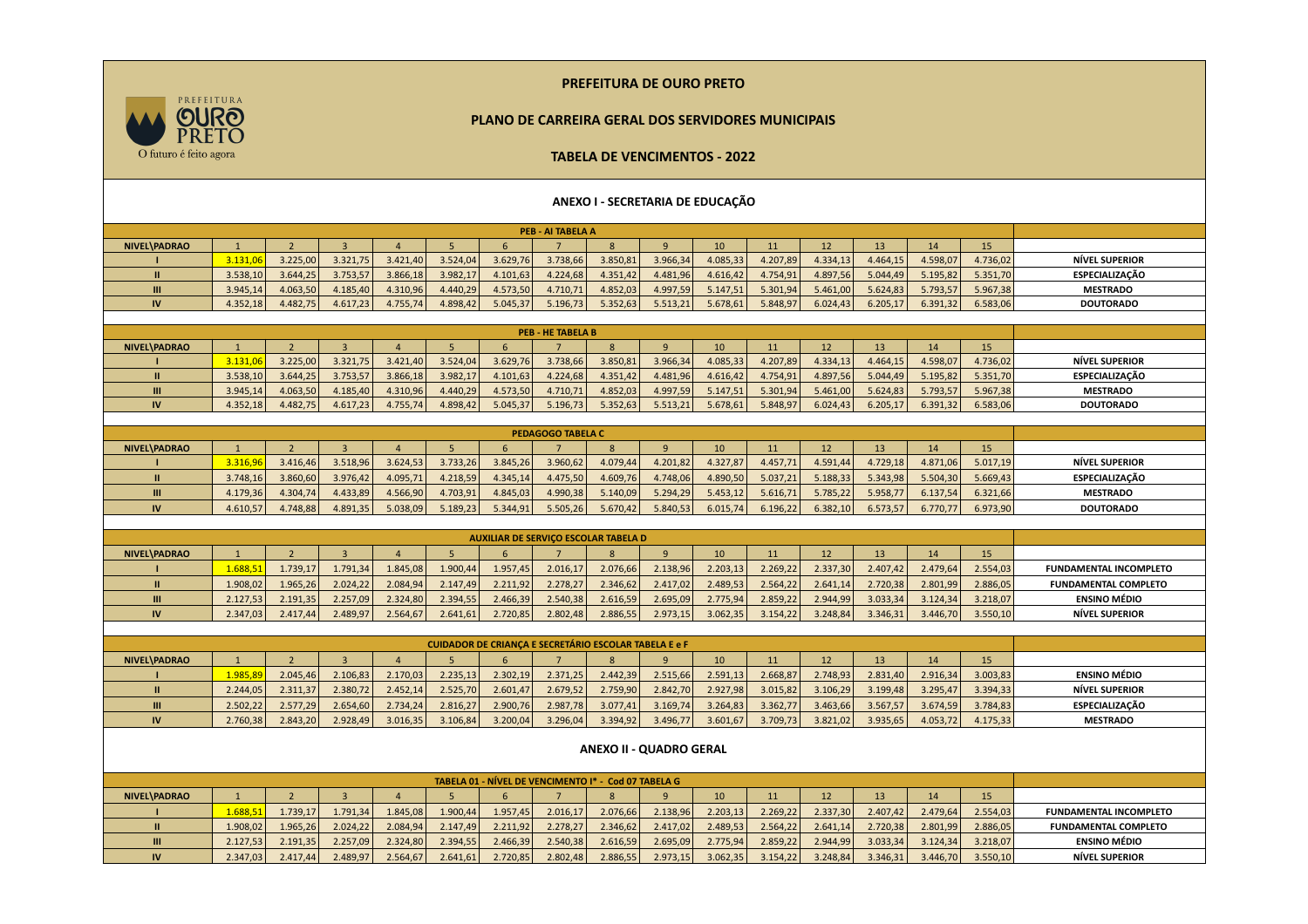# PREFEITURA DE OURO PRETO

## PLANO DE CARREIRA GERAL DOS SERVIDORES MUNICIPAIS

### TABELA DE VENCIMENTOS - 2022

## ANEXO I - SECRETARIA DE EDUCAÇÃO

**PEB - AI TABELA A**

| NIVEL\PADRAO | 1 | 2 | 3 | 4 | 5 | 6 | 7 | 8 | 9 | 10 | 11 | 12 | 13 | 14 | 15 | |
|---|---|---|---|---|---|---|---|---|---|---|---|---|---|---|---|---|
| I | 3.131,06 | 3.225,00 | 3.321,75 | 3.421,40 | 3.524,04 | 3.629,76 | 3.738,66 | 3.850,81 | 3.966,34 | 4.085,33 | 4.207,89 | 4.334,13 | 4.464,15 | 4.598,07 | 4.736,02 | NÍVEL SUPERIOR |
| II | 3.538,10 | 3.644,25 | 3.753,57 | 3.866,18 | 3.982,17 | 4.101,63 | 4.224,68 | 4.351,42 | 4.481,96 | 4.616,42 | 4.754,91 | 4.897,56 | 5.044,49 | 5.195,82 | 5.351,70 | ESPECIALIZAÇÃO |
| III | 3.945,14 | 4.063,50 | 4.185,40 | 4.310,96 | 4.440,29 | 4.573,50 | 4.710,71 | 4.852,03 | 4.997,59 | 5.147,51 | 5.301,94 | 5.461,00 | 5.624,83 | 5.793,57 | 5.967,38 | MESTRADO |
| IV | 4.352,18 | 4.482,75 | 4.617,23 | 4.755,74 | 4.898,42 | 5.045,37 | 5.196,73 | 5.352,63 | 5.513,21 | 5.678,61 | 5.848,97 | 6.024,43 | 6.205,17 | 6.391,32 | 6.583,06 | DOUTORADO |

**PEB - HE TABELA B**

| NIVEL\PADRAO | 1 | 2 | 3 | 4 | 5 | 6 | 7 | 8 | 9 | 10 | 11 | 12 | 13 | 14 | 15 | |
|---|---|---|---|---|---|---|---|---|---|---|---|---|---|---|---|---|
| I | 3.131,06 | 3.225,00 | 3.321,75 | 3.421,40 | 3.524,04 | 3.629,76 | 3.738,66 | 3.850,81 | 3.966,34 | 4.085,33 | 4.207,89 | 4.334,13 | 4.464,15 | 4.598,07 | 4.736,02 | NÍVEL SUPERIOR |
| II | 3.538,10 | 3.644,25 | 3.753,57 | 3.866,18 | 3.982,17 | 4.101,63 | 4.224,68 | 4.351,42 | 4.481,96 | 4.616,42 | 4.754,91 | 4.897,56 | 5.044,49 | 5.195,82 | 5.351,70 | ESPECIALIZAÇÃO |
| III | 3.945,14 | 4.063,50 | 4.185,40 | 4.310,96 | 4.440,29 | 4.573,50 | 4.710,71 | 4.852,03 | 4.997,59 | 5.147,51 | 5.301,94 | 5.461,00 | 5.624,83 | 5.793,57 | 5.967,38 | MESTRADO |
| IV | 4.352,18 | 4.482,75 | 4.617,23 | 4.755,74 | 4.898,42 | 5.045,37 | 5.196,73 | 5.352,63 | 5.513,21 | 5.678,61 | 5.848,97 | 6.024,43 | 6.205,17 | 6.391,32 | 6.583,06 | DOUTORADO |

**PEDAGOGO TABELA C**

| NIVEL\PADRAO | 1 | 2 | 3 | 4 | 5 | 6 | 7 | 8 | 9 | 10 | 11 | 12 | 13 | 14 | 15 | |
|---|---|---|---|---|---|---|---|---|---|---|---|---|---|---|---|---|
| I | 3.316,96 | 3.416,46 | 3.518,96 | 3.624,53 | 3.733,26 | 3.845,26 | 3.960,62 | 4.079,44 | 4.201,82 | 4.327,87 | 4.457,71 | 4.591,44 | 4.729,18 | 4.871,06 | 5.017,19 | NÍVEL SUPERIOR |
| II | 3.748,16 | 3.860,60 | 3.976,42 | 4.095,71 | 4.218,59 | 4.345,14 | 4.475,50 | 4.609,76 | 4.748,06 | 4.890,50 | 5.037,21 | 5.188,33 | 5.343,98 | 5.504,30 | 5.669,43 | ESPECIALIZAÇÃO |
| III | 4.179,36 | 4.304,74 | 4.433,89 | 4.566,90 | 4.703,91 | 4.845,03 | 4.990,38 | 5.140,09 | 5.294,29 | 5.453,12 | 5.616,71 | 5.785,22 | 5.958,77 | 6.137,54 | 6.321,66 | MESTRADO |
| IV | 4.610,57 | 4.748,88 | 4.891,35 | 5.038,09 | 5.189,23 | 5.344,91 | 5.505,26 | 5.670,42 | 5.840,53 | 6.015,74 | 6.196,22 | 6.382,10 | 6.573,57 | 6.770,77 | 6.973,90 | DOUTORADO |

**AUXILIAR DE SERVIÇO ESCOLAR TABELA D**

| NIVEL\PADRAO | 1 | 2 | 3 | 4 | 5 | 6 | 7 | 8 | 9 | 10 | 11 | 12 | 13 | 14 | 15 | |
|---|---|---|---|---|---|---|---|---|---|---|---|---|---|---|---|---|
| I | 1.688,51 | 1.739,17 | 1.791,34 | 1.845,08 | 1.900,44 | 1.957,45 | 2.016,17 | 2.076,66 | 2.138,96 | 2.203,13 | 2.269,22 | 2.337,30 | 2.407,42 | 2.479,64 | 2.554,03 | FUNDAMENTAL INCOMPLETO |
| II | 1.908,02 | 1.965,26 | 2.024,22 | 2.084,94 | 2.147,49 | 2.211,92 | 2.278,27 | 2.346,62 | 2.417,02 | 2.489,53 | 2.564,22 | 2.641,14 | 2.720,38 | 2.801,99 | 2.886,05 | FUNDAMENTAL COMPLETO |
| III | 2.127,53 | 2.191,35 | 2.257,09 | 2.324,80 | 2.394,55 | 2.466,39 | 2.540,38 | 2.616,59 | 2.695,09 | 2.775,94 | 2.859,22 | 2.944,99 | 3.033,34 | 3.124,34 | 3.218,07 | ENSINO MÉDIO |
| IV | 2.347,03 | 2.417,44 | 2.489,97 | 2.564,67 | 2.641,61 | 2.720,85 | 2.802,48 | 2.886,55 | 2.973,15 | 3.062,35 | 3.154,22 | 3.248,84 | 3.346,31 | 3.446,70 | 3.550,10 | NÍVEL SUPERIOR |

**CUIDADOR DE CRIANÇA E SECRETÁRIO ESCOLAR TABELA E e F**

| NIVEL\PADRAO | 1 | 2 | 3 | 4 | 5 | 6 | 7 | 8 | 9 | 10 | 11 | 12 | 13 | 14 | 15 | |
|---|---|---|---|---|---|---|---|---|---|---|---|---|---|---|---|---|
| I | 1.985,89 | 2.045,46 | 2.106,83 | 2.170,03 | 2.235,13 | 2.302,19 | 2.371,25 | 2.442,39 | 2.515,66 | 2.591,13 | 2.668,87 | 2.748,93 | 2.831,40 | 2.916,34 | 3.003,83 | ENSINO MÉDIO |
| II | 2.244,05 | 2.311,37 | 2.380,72 | 2.452,14 | 2.525,70 | 2.601,47 | 2.679,52 | 2.759,90 | 2.842,70 | 2.927,98 | 3.015,82 | 3.106,29 | 3.199,48 | 3.295,47 | 3.394,33 | NÍVEL SUPERIOR |
| III | 2.502,22 | 2.577,29 | 2.654,60 | 2.734,24 | 2.816,27 | 2.900,76 | 2.987,78 | 3.077,41 | 3.169,74 | 3.264,83 | 3.362,77 | 3.463,66 | 3.567,57 | 3.674,59 | 3.784,83 | ESPECIALIZAÇÃO |
| IV | 2.760,38 | 2.843,20 | 2.928,49 | 3.016,35 | 3.106,84 | 3.200,04 | 3.296,04 | 3.394,92 | 3.496,77 | 3.601,67 | 3.709,73 | 3.821,02 | 3.935,65 | 4.053,72 | 4.175,33 | MESTRADO |

## ANEXO II - QUADRO GERAL

**TABELA 01 - NÍVEL DE VENCIMENTO I\* - Cod 07 TABELA G**

| NIVEL\PADRAO | 1 | 2 | 3 | 4 | 5 | 6 | 7 | 8 | 9 | 10 | 11 | 12 | 13 | 14 | 15 | |
|---|---|---|---|---|---|---|---|---|---|---|---|---|---|---|---|---|
| I | 1.688,51 | 1.739,17 | 1.791,34 | 1.845,08 | 1.900,44 | 1.957,45 | 2.016,17 | 2.076,66 | 2.138,96 | 2.203,13 | 2.269,22 | 2.337,30 | 2.407,42 | 2.479,64 | 2.554,03 | FUNDAMENTAL INCOMPLETO |
| II | 1.908,02 | 1.965,26 | 2.024,22 | 2.084,94 | 2.147,49 | 2.211,92 | 2.278,27 | 2.346,62 | 2.417,02 | 2.489,53 | 2.564,22 | 2.641,14 | 2.720,38 | 2.801,99 | 2.886,05 | FUNDAMENTAL COMPLETO |
| III | 2.127,53 | 2.191,35 | 2.257,09 | 2.324,80 | 2.394,55 | 2.466,39 | 2.540,38 | 2.616,59 | 2.695,09 | 2.775,94 | 2.859,22 | 2.944,99 | 3.033,34 | 3.124,34 | 3.218,07 | ENSINO MÉDIO |
| IV | 2.347,03 | 2.417,44 | 2.489,97 | 2.564,67 | 2.641,61 | 2.720,85 | 2.802,48 | 2.886,55 | 2.973,15 | 3.062,35 | 3.154,22 | 3.248,84 | 3.346,31 | 3.446,70 | 3.550,10 | NÍVEL SUPERIOR |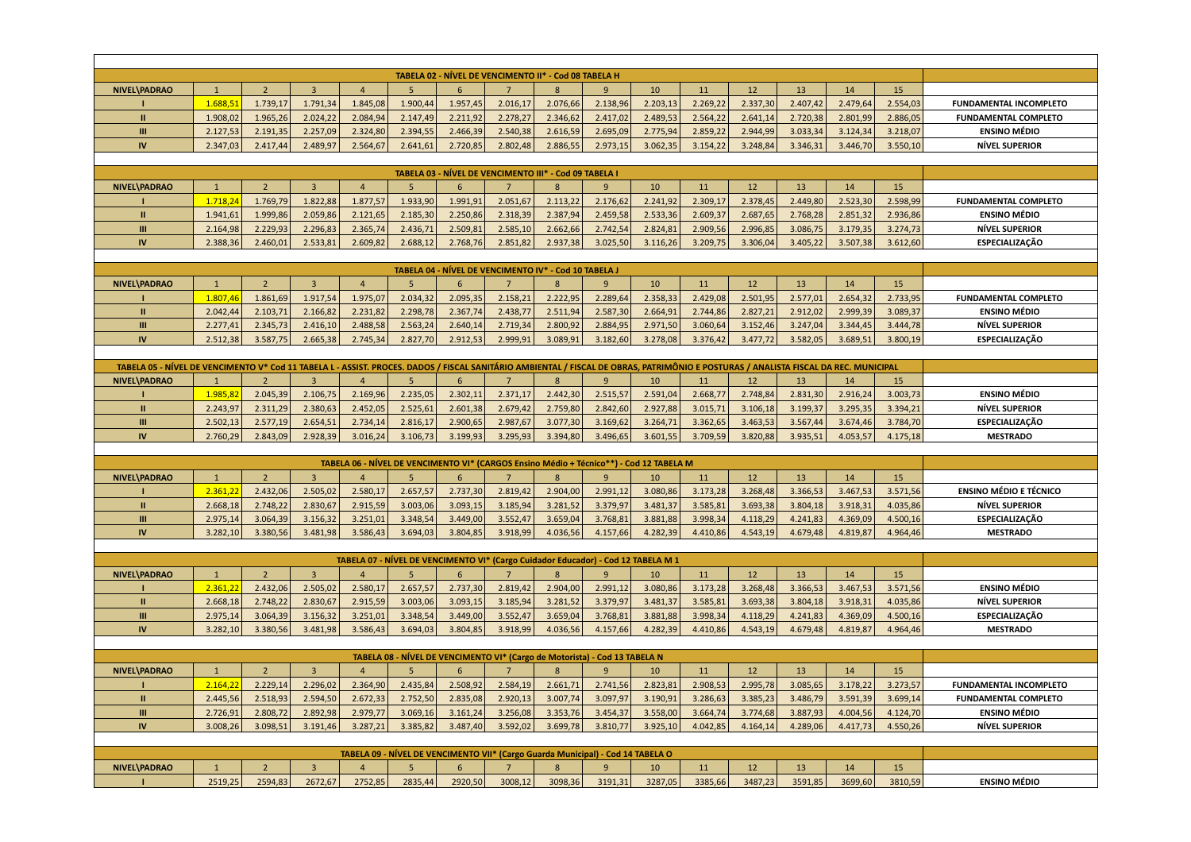| TABELA 02 - NÍVEL DE VENCIMENTO II* - Cod 08 TABELA H | | | | | | | | | | | | | | | | |
|---|---|---|---|---|---|---|---|---|---|---|---|---|---|---|---|---|
| NIVEL\PADRAO | 1 | 2 | 3 | 4 | 5 | 6 | 7 | 8 | 9 | 10 | 11 | 12 | 13 | 14 | 15 | |
| I | 1.688,51 | 1.739,17 | 1.791,34 | 1.845,08 | 1.900,44 | 1.957,45 | 2.016,17 | 2.076,66 | 2.138,96 | 2.203,13 | 2.269,22 | 2.337,30 | 2.407,42 | 2.479,64 | 2.554,03 | FUNDAMENTAL INCOMPLETO |
| II | 1.908,02 | 1.965,26 | 2.024,22 | 2.084,94 | 2.147,49 | 2.211,92 | 2.278,27 | 2.346,62 | 2.417,02 | 2.489,53 | 2.564,22 | 2.641,14 | 2.720,38 | 2.801,99 | 2.886,05 | FUNDAMENTAL COMPLETO |
| III | 2.127,53 | 2.191,35 | 2.257,09 | 2.324,80 | 2.394,55 | 2.466,39 | 2.540,38 | 2.616,59 | 2.695,09 | 2.775,94 | 2.859,22 | 2.944,99 | 3.033,34 | 3.124,34 | 3.218,07 | ENSINO MÉDIO |
| IV | 2.347,03 | 2.417,44 | 2.489,97 | 2.564,67 | 2.641,61 | 2.720,85 | 2.802,48 | 2.886,55 | 2.973,15 | 3.062,35 | 3.154,22 | 3.248,84 | 3.346,31 | 3.446,70 | 3.550,10 | NÍVEL SUPERIOR |

| TABELA 03 - NÍVEL DE VENCIMENTO III* - Cod 09 TABELA I | | | | | | | | | | | | | | | | |
|---|---|---|---|---|---|---|---|---|---|---|---|---|---|---|---|---|
| NIVEL\PADRAO | 1 | 2 | 3 | 4 | 5 | 6 | 7 | 8 | 9 | 10 | 11 | 12 | 13 | 14 | 15 | |
| I | 1.718,24 | 1.769,79 | 1.822,88 | 1.877,57 | 1.933,90 | 1.991,91 | 2.051,67 | 2.113,22 | 2.176,62 | 2.241,92 | 2.309,17 | 2.378,45 | 2.449,80 | 2.523,30 | 2.598,99 | FUNDAMENTAL COMPLETO |
| II | 1.941,61 | 1.999,86 | 2.059,86 | 2.121,65 | 2.185,30 | 2.250,86 | 2.318,39 | 2.387,94 | 2.459,58 | 2.533,36 | 2.609,37 | 2.687,65 | 2.768,28 | 2.851,32 | 2.936,86 | ENSINO MÉDIO |
| III | 2.164,98 | 2.229,93 | 2.296,83 | 2.365,74 | 2.436,71 | 2.509,81 | 2.585,10 | 2.662,66 | 2.742,54 | 2.824,81 | 2.909,56 | 2.996,85 | 3.086,75 | 3.179,35 | 3.274,73 | NÍVEL SUPERIOR |
| IV | 2.388,36 | 2.460,01 | 2.533,81 | 2.609,82 | 2.688,12 | 2.768,76 | 2.851,82 | 2.937,38 | 3.025,50 | 3.116,26 | 3.209,75 | 3.306,04 | 3.405,22 | 3.507,38 | 3.612,60 | ESPECIALIZAÇÃO |

| TABELA 04 - NÍVEL DE VENCIMENTO IV* - Cod 10 TABELA J | | | | | | | | | | | | | | | | |
|---|---|---|---|---|---|---|---|---|---|---|---|---|---|---|---|---|
| NIVEL\PADRAO | 1 | 2 | 3 | 4 | 5 | 6 | 7 | 8 | 9 | 10 | 11 | 12 | 13 | 14 | 15 | |
| I | 1.807,46 | 1.861,69 | 1.917,54 | 1.975,07 | 2.034,32 | 2.095,35 | 2.158,21 | 2.222,95 | 2.289,64 | 2.358,33 | 2.429,08 | 2.501,95 | 2.577,01 | 2.654,32 | 2.733,95 | FUNDAMENTAL COMPLETO |
| II | 2.042,44 | 2.103,71 | 2.166,82 | 2.231,82 | 2.298,78 | 2.367,74 | 2.438,77 | 2.511,94 | 2.587,30 | 2.664,91 | 2.744,86 | 2.827,21 | 2.912,02 | 2.999,39 | 3.089,37 | ENSINO MÉDIO |
| III | 2.277,41 | 2.345,73 | 2.416,10 | 2.488,58 | 2.563,24 | 2.640,14 | 2.719,34 | 2.800,92 | 2.884,95 | 2.971,50 | 3.060,64 | 3.152,46 | 3.247,04 | 3.344,45 | 3.444,78 | NÍVEL SUPERIOR |
| IV | 2.512,38 | 3.587,75 | 2.665,38 | 2.745,34 | 2.827,70 | 2.912,53 | 2.999,91 | 3.089,91 | 3.182,60 | 3.278,08 | 3.376,42 | 3.477,72 | 3.582,05 | 3.689,51 | 3.800,19 | ESPECIALIZAÇÃO |

| TABELA 05 - NÍVEL DE VENCIMENTO V* Cod 11 TABELA L - ASSIST. PROCES. DADOS / FISCAL SANITÁRIO AMBIENTAL / FISCAL DE OBRAS, PATRIMÔNIO E POSTURAS / ANALISTA FISCAL DA REC. MUNICIPAL | | | | | | | | | | | | | | | | |
|---|---|---|---|---|---|---|---|---|---|---|---|---|---|---|---|---|
| NIVEL\PADRAO | 1 | 2 | 3 | 4 | 5 | 6 | 7 | 8 | 9 | 10 | 11 | 12 | 13 | 14 | 15 | |
| I | 1.985,82 | 2.045,39 | 2.106,75 | 2.169,96 | 2.235,05 | 2.302,11 | 2.371,17 | 2.442,30 | 2.515,57 | 2.591,04 | 2.668,77 | 2.748,84 | 2.831,30 | 2.916,24 | 3.003,73 | ENSINO MÉDIO |
| II | 2.243,97 | 2.311,29 | 2.380,63 | 2.452,05 | 2.525,61 | 2.601,38 | 2.679,42 | 2.759,80 | 2.842,60 | 2.927,88 | 3.015,71 | 3.106,18 | 3.199,37 | 3.295,35 | 3.394,21 | NÍVEL SUPERIOR |
| III | 2.502,13 | 2.577,19 | 2.654,51 | 2.734,14 | 2.816,17 | 2.900,65 | 2.987,67 | 3.077,30 | 3.169,62 | 3.264,71 | 3.362,65 | 3.463,53 | 3.567,44 | 3.674,46 | 3.784,70 | ESPECIALIZAÇÃO |
| IV | 2.760,29 | 2.843,09 | 2.928,39 | 3.016,24 | 3.106,73 | 3.199,93 | 3.295,93 | 3.394,80 | 3.496,65 | 3.601,55 | 3.709,59 | 3.820,88 | 3.935,51 | 4.053,57 | 4.175,18 | MESTRADO |

| TABELA 06 - NÍVEL DE VENCIMENTO VI* (CARGOS Ensino Médio + Técnico**) - Cod 12 TABELA M | | | | | | | | | | | | | | | | |
|---|---|---|---|---|---|---|---|---|---|---|---|---|---|---|---|---|
| NIVEL\PADRAO | 1 | 2 | 3 | 4 | 5 | 6 | 7 | 8 | 9 | 10 | 11 | 12 | 13 | 14 | 15 | |
| I | 2.361,22 | 2.432,06 | 2.505,02 | 2.580,17 | 2.657,57 | 2.737,30 | 2.819,42 | 2.904,00 | 2.991,12 | 3.080,86 | 3.173,28 | 3.268,48 | 3.366,53 | 3.467,53 | 3.571,56 | ENSINO MÉDIO E TÉCNICO |
| II | 2.668,18 | 2.748,22 | 2.830,67 | 2.915,59 | 3.003,06 | 3.093,15 | 3.185,94 | 3.281,52 | 3.379,97 | 3.481,37 | 3.585,81 | 3.693,38 | 3.804,18 | 3.918,31 | 4.035,86 | NÍVEL SUPERIOR |
| III | 2.975,14 | 3.064,39 | 3.156,32 | 3.251,01 | 3.348,54 | 3.449,00 | 3.552,47 | 3.659,04 | 3.768,81 | 3.881,88 | 3.998,34 | 4.118,29 | 4.241,83 | 4.369,09 | 4.500,16 | ESPECIALIZAÇÃO |
| IV | 3.282,10 | 3.380,56 | 3.481,98 | 3.586,43 | 3.694,03 | 3.804,85 | 3.918,99 | 4.036,56 | 4.157,66 | 4.282,39 | 4.410,86 | 4.543,19 | 4.679,48 | 4.819,87 | 4.964,46 | MESTRADO |

| TABELA 07 - NÍVEL DE VENCIMENTO VI* (Cargo Cuidador Educador) - Cod 12 TABELA M 1 | | | | | | | | | | | | | | | | |
|---|---|---|---|---|---|---|---|---|---|---|---|---|---|---|---|---|
| NIVEL\PADRAO | 1 | 2 | 3 | 4 | 5 | 6 | 7 | 8 | 9 | 10 | 11 | 12 | 13 | 14 | 15 | |
| I | 2.361,22 | 2.432,06 | 2.505,02 | 2.580,17 | 2.657,57 | 2.737,30 | 2.819,42 | 2.904,00 | 2.991,12 | 3.080,86 | 3.173,28 | 3.268,48 | 3.366,53 | 3.467,53 | 3.571,56 | ENSINO MÉDIO |
| II | 2.668,18 | 2.748,22 | 2.830,67 | 2.915,59 | 3.003,06 | 3.093,15 | 3.185,94 | 3.281,52 | 3.379,97 | 3.481,37 | 3.585,81 | 3.693,38 | 3.804,18 | 3.918,31 | 4.035,86 | NÍVEL SUPERIOR |
| III | 2.975,14 | 3.064,39 | 3.156,32 | 3.251,01 | 3.348,54 | 3.449,00 | 3.552,47 | 3.659,04 | 3.768,81 | 3.881,88 | 3.998,34 | 4.118,29 | 4.241,83 | 4.369,09 | 4.500,16 | ESPECIALIZAÇÃO |
| IV | 3.282,10 | 3.380,56 | 3.481,98 | 3.586,43 | 3.694,03 | 3.804,85 | 3.918,99 | 4.036,56 | 4.157,66 | 4.282,39 | 4.410,86 | 4.543,19 | 4.679,48 | 4.819,87 | 4.964,46 | MESTRADO |

| TABELA 08 - NÍVEL DE VENCIMENTO VI* (Cargo de Motorista) - Cod 13 TABELA N | | | | | | | | | | | | | | | | |
|---|---|---|---|---|---|---|---|---|---|---|---|---|---|---|---|---|
| NIVEL\PADRAO | 1 | 2 | 3 | 4 | 5 | 6 | 7 | 8 | 9 | 10 | 11 | 12 | 13 | 14 | 15 | |
| I | 2.164,22 | 2.229,14 | 2.296,02 | 2.364,90 | 2.435,84 | 2.508,92 | 2.584,19 | 2.661,71 | 2.741,56 | 2.823,81 | 2.908,53 | 2.995,78 | 3.085,65 | 3.178,22 | 3.273,57 | FUNDAMENTAL INCOMPLETO |
| II | 2.445,56 | 2.518,93 | 2.594,50 | 2.672,33 | 2.752,50 | 2.835,08 | 2.920,13 | 3.007,74 | 3.097,97 | 3.190,91 | 3.286,63 | 3.385,23 | 3.486,79 | 3.591,39 | 3.699,14 | FUNDAMENTAL COMPLETO |
| III | 2.726,91 | 2.808,72 | 2.892,98 | 2.979,77 | 3.069,16 | 3.161,24 | 3.256,08 | 3.353,76 | 3.454,37 | 3.558,00 | 3.664,74 | 3.774,68 | 3.887,93 | 4.004,56 | 4.124,70 | ENSINO MÉDIO |
| IV | 3.008,26 | 3.098,51 | 3.191,46 | 3.287,21 | 3.385,82 | 3.487,40 | 3.592,02 | 3.699,78 | 3.810,77 | 3.925,10 | 4.042,85 | 4.164,14 | 4.289,06 | 4.417,73 | 4.550,26 | NÍVEL SUPERIOR |

| TABELA 09 - NÍVEL DE VENCIMENTO VII* (Cargo Guarda Municipal) - Cod 14 TABELA O | | | | | | | | | | | | | | | | |
|---|---|---|---|---|---|---|---|---|---|---|---|---|---|---|---|---|
| NIVEL\PADRAO | 1 | 2 | 3 | 4 | 5 | 6 | 7 | 8 | 9 | 10 | 11 | 12 | 13 | 14 | 15 | |
| I | 2519,25 | 2594,83 | 2672,67 | 2752,85 | 2835,44 | 2920,50 | 3008,12 | 3098,36 | 3191,31 | 3287,05 | 3385,66 | 3487,23 | 3591,85 | 3699,60 | 3810,59 | ENSINO MÉDIO |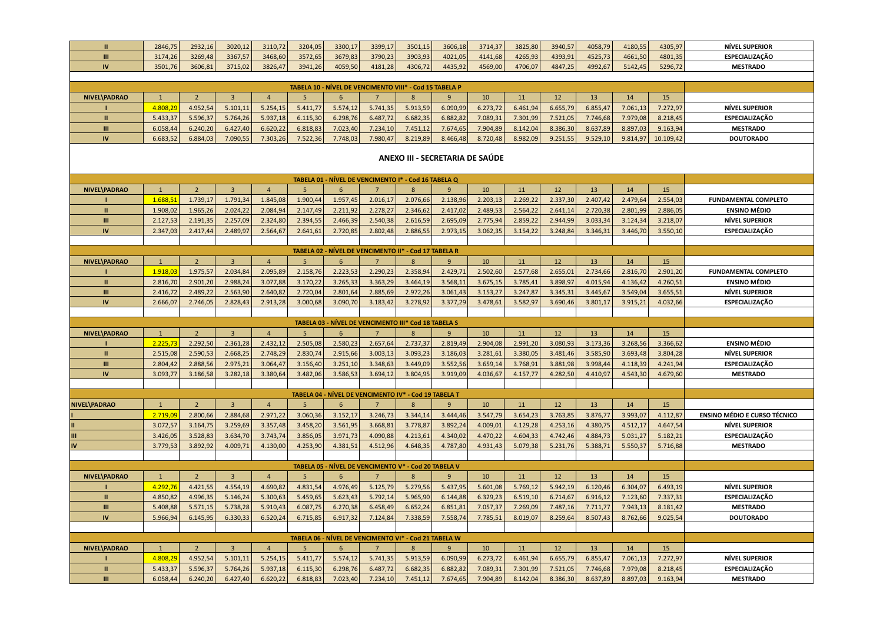| | | | | | | | | | | | | | | | | |
|---|---|---|---|---|---|---|---|---|---|---|---|---|---|---|---|---|
| II | 2846,75 | 2932,16 | 3020,12 | 3110,72 | 3204,05 | 3300,17 | 3399,17 | 3501,15 | 3606,18 | 3714,37 | 3825,80 | 3940,57 | 4058,79 | 4180,55 | 4305,97 | NÍVEL SUPERIOR |
| III | 3174,26 | 3269,48 | 3367,57 | 3468,60 | 3572,65 | 3679,83 | 3790,23 | 3903,93 | 4021,05 | 4141,68 | 4265,93 | 4393,91 | 4525,73 | 4661,50 | 4801,35 | ESPECIALIZAÇÃO |
| IV | 3501,76 | 3606,81 | 3715,02 | 3826,47 | 3941,26 | 4059,50 | 4181,28 | 4306,72 | 4435,92 | 4569,00 | 4706,07 | 4847,25 | 4992,67 | 5142,45 | 5296,72 | MESTRADO |

**TABELA 10 - NÍVEL DE VENCIMENTO VIII\* - Cod 15 TABELA P**

| NIVEL\PADRAO | 1 | 2 | 3 | 4 | 5 | 6 | 7 | 8 | 9 | 10 | 11 | 12 | 13 | 14 | 15 | |
|---|---|---|---|---|---|---|---|---|---|---|---|---|---|---|---|---|
| I | 4.808,29 | 4.952,54 | 5.101,11 | 5.254,15 | 5.411,77 | 5.574,12 | 5.741,35 | 5.913,59 | 6.090,99 | 6.273,72 | 6.461,94 | 6.655,79 | 6.855,47 | 7.061,13 | 7.272,97 | NÍVEL SUPERIOR |
| II | 5.433,37 | 5.596,37 | 5.764,26 | 5.937,18 | 6.115,30 | 6.298,76 | 6.487,72 | 6.682,35 | 6.882,82 | 7.089,31 | 7.301,99 | 7.521,05 | 7.746,68 | 7.979,08 | 8.218,45 | ESPECIALIZAÇÃO |
| III | 6.058,44 | 6.240,20 | 6.427,40 | 6.620,22 | 6.818,83 | 7.023,40 | 7.234,10 | 7.451,12 | 7.674,65 | 7.904,89 | 8.142,04 | 8.386,30 | 8.637,89 | 8.897,03 | 9.163,94 | MESTRADO |
| IV | 6.683,52 | 6.884,03 | 7.090,55 | 7.303,26 | 7.522,36 | 7.748,03 | 7.980,47 | 8.219,89 | 8.466,48 | 8.720,48 | 8.982,09 | 9.251,55 | 9.529,10 | 9.814,97 | 10.109,42 | DOUTORADO |

# ANEXO III - SECRETARIA DE SAÚDE

**TABELA 01 - NÍVEL DE VENCIMENTO I\* - Cod 16 TABELA Q**

| NIVEL\PADRAO | 1 | 2 | 3 | 4 | 5 | 6 | 7 | 8 | 9 | 10 | 11 | 12 | 13 | 14 | 15 | |
|---|---|---|---|---|---|---|---|---|---|---|---|---|---|---|---|---|
| I | 1.688,51 | 1.739,17 | 1.791,34 | 1.845,08 | 1.900,44 | 1.957,45 | 2.016,17 | 2.076,66 | 2.138,96 | 2.203,13 | 2.269,22 | 2.337,30 | 2.407,42 | 2.479,64 | 2.554,03 | FUNDAMENTAL COMPLETO |
| II | 1.908,02 | 1.965,26 | 2.024,22 | 2.084,94 | 2.147,49 | 2.211,92 | 2.278,27 | 2.346,62 | 2.417,02 | 2.489,53 | 2.564,22 | 2.641,14 | 2.720,38 | 2.801,99 | 2.886,05 | ENSINO MÉDIO |
| III | 2.127,53 | 2.191,35 | 2.257,09 | 2.324,80 | 2.394,55 | 2.466,39 | 2.540,38 | 2.616,59 | 2.695,09 | 2.775,94 | 2.859,22 | 2.944,99 | 3.033,34 | 3.124,34 | 3.218,07 | NÍVEL SUPERIOR |
| IV | 2.347,03 | 2.417,44 | 2.489,97 | 2.564,67 | 2.641,61 | 2.720,85 | 2.802,48 | 2.886,55 | 2.973,15 | 3.062,35 | 3.154,22 | 3.248,84 | 3.346,31 | 3.446,70 | 3.550,10 | ESPECIALIZAÇÃO |

**TABELA 02 - NÍVEL DE VENCIMENTO II\* - Cod 17 TABELA R**

| NIVEL\PADRAO | 1 | 2 | 3 | 4 | 5 | 6 | 7 | 8 | 9 | 10 | 11 | 12 | 13 | 14 | 15 | |
|---|---|---|---|---|---|---|---|---|---|---|---|---|---|---|---|---|
| I | 1.918,03 | 1.975,57 | 2.034,84 | 2.095,89 | 2.158,76 | 2.223,53 | 2.290,23 | 2.358,94 | 2.429,71 | 2.502,60 | 2.577,68 | 2.655,01 | 2.734,66 | 2.816,70 | 2.901,20 | FUNDAMENTAL COMPLETO |
| II | 2.816,70 | 2.901,20 | 2.988,24 | 3.077,88 | 3.170,22 | 3.265,33 | 3.363,29 | 3.464,19 | 3.568,11 | 3.675,15 | 3.785,41 | 3.898,97 | 4.015,94 | 4.136,42 | 4.260,51 | ENSINO MÉDIO |
| III | 2.416,72 | 2.489,22 | 2.563,90 | 2.640,82 | 2.720,04 | 2.801,64 | 2.885,69 | 2.972,26 | 3.061,43 | 3.153,27 | 3.247,87 | 3.345,31 | 3.445,67 | 3.549,04 | 3.655,51 | NÍVEL SUPERIOR |
| IV | 2.666,07 | 2.746,05 | 2.828,43 | 2.913,28 | 3.000,68 | 3.090,70 | 3.183,42 | 3.278,92 | 3.377,29 | 3.478,61 | 3.582,97 | 3.690,46 | 3.801,17 | 3.915,21 | 4.032,66 | ESPECIALIZAÇÃO |

**TABELA 03 - NÍVEL DE VENCIMENTO III\* Cod 18 TABELA S**

| NIVEL\PADRAO | 1 | 2 | 3 | 4 | 5 | 6 | 7 | 8 | 9 | 10 | 11 | 12 | 13 | 14 | 15 | |
|---|---|---|---|---|---|---|---|---|---|---|---|---|---|---|---|---|
| I | 2.225,73 | 2.292,50 | 2.361,28 | 2.432,12 | 2.505,08 | 2.580,23 | 2.657,64 | 2.737,37 | 2.819,49 | 2.904,08 | 2.991,20 | 3.080,93 | 3.173,36 | 3.268,56 | 3.366,62 | ENSINO MÉDIO |
| II | 2.515,08 | 2.590,53 | 2.668,25 | 2.748,29 | 2.830,74 | 2.915,66 | 3.003,13 | 3.093,23 | 3.186,03 | 3.281,61 | 3.380,05 | 3.481,46 | 3.585,90 | 3.693,48 | 3.804,28 | NÍVEL SUPERIOR |
| III | 2.804,42 | 2.888,56 | 2.975,21 | 3.064,47 | 3.156,40 | 3.251,10 | 3.348,63 | 3.449,09 | 3.552,56 | 3.659,14 | 3.768,91 | 3.881,98 | 3.998,44 | 4.118,39 | 4.241,94 | ESPECIALIZAÇÃO |
| IV | 3.093,77 | 3.186,58 | 3.282,18 | 3.380,64 | 3.482,06 | 3.586,53 | 3.694,12 | 3.804,95 | 3.919,09 | 4.036,67 | 4.157,77 | 4.282,50 | 4.410,97 | 4.543,30 | 4.679,60 | MESTRADO |

**TABELA 04 - NÍVEL DE VENCIMENTO IV\* - Cod 19 TABELA T**

| NIVEL\PADRAO | 1 | 2 | 3 | 4 | 5 | 6 | 7 | 8 | 9 | 10 | 11 | 12 | 13 | 14 | 15 | |
|---|---|---|---|---|---|---|---|---|---|---|---|---|---|---|---|---|
| I | 2.719,09 | 2.800,66 | 2.884,68 | 2.971,22 | 3.060,36 | 3.152,17 | 3.246,73 | 3.344,14 | 3.444,46 | 3.547,79 | 3.654,23 | 3.763,85 | 3.876,77 | 3.993,07 | 4.112,87 | ENSINO MÉDIO E CURSO TÉCNICO |
| II | 3.072,57 | 3.164,75 | 3.259,69 | 3.357,48 | 3.458,20 | 3.561,95 | 3.668,81 | 3.778,87 | 3.892,24 | 4.009,01 | 4.129,28 | 4.253,16 | 4.380,75 | 4.512,17 | 4.647,54 | NÍVEL SUPERIOR |
| III | 3.426,05 | 3.528,83 | 3.634,70 | 3.743,74 | 3.856,05 | 3.971,73 | 4.090,88 | 4.213,61 | 4.340,02 | 4.470,22 | 4.604,33 | 4.742,46 | 4.884,73 | 5.031,27 | 5.182,21 | ESPECIALIZAÇÃO |
| IV | 3.779,53 | 3.892,92 | 4.009,71 | 4.130,00 | 4.253,90 | 4.381,51 | 4.512,96 | 4.648,35 | 4.787,80 | 4.931,43 | 5.079,38 | 5.231,76 | 5.388,71 | 5.550,37 | 5.716,88 | MESTRADO |

**TABELA 05 - NÍVEL DE VENCIMENTO V\* - Cod 20 TABELA V**

| NIVEL\PADRAO | 1 | 2 | 3 | 4 | 5 | 6 | 7 | 8 | 9 | 10 | 11 | 12 | 13 | 14 | 15 | |
|---|---|---|---|---|---|---|---|---|---|---|---|---|---|---|---|---|
| I | 4.292,76 | 4.421,55 | 4.554,19 | 4.690,82 | 4.831,54 | 4.976,49 | 5.125,79 | 5.279,56 | 5.437,95 | 5.601,08 | 5.769,12 | 5.942,19 | 6.120,46 | 6.304,07 | 6.493,19 | NÍVEL SUPERIOR |
| II | 4.850,82 | 4.996,35 | 5.146,24 | 5.300,63 | 5.459,65 | 5.623,43 | 5.792,14 | 5.965,90 | 6.144,88 | 6.329,23 | 6.519,10 | 6.714,67 | 6.916,12 | 7.123,60 | 7.337,31 | ESPECIALIZAÇÃO |
| III | 5.408,88 | 5.571,15 | 5.738,28 | 5.910,43 | 6.087,75 | 6.270,38 | 6.458,49 | 6.652,24 | 6.851,81 | 7.057,37 | 7.269,09 | 7.487,16 | 7.711,77 | 7.943,13 | 8.181,42 | MESTRADO |
| IV | 5.966,94 | 6.145,95 | 6.330,33 | 6.520,24 | 6.715,85 | 6.917,32 | 7.124,84 | 7.338,59 | 7.558,74 | 7.785,51 | 8.019,07 | 8.259,64 | 8.507,43 | 8.762,66 | 9.025,54 | DOUTORADO |

**TABELA 06 - NÍVEL DE VENCIMENTO VI\* - Cod 21 TABELA W**

| NIVEL\PADRAO | 1 | 2 | 3 | 4 | 5 | 6 | 7 | 8 | 9 | 10 | 11 | 12 | 13 | 14 | 15 | |
|---|---|---|---|---|---|---|---|---|---|---|---|---|---|---|---|---|
| I | 4.808,29 | 4.952,54 | 5.101,11 | 5.254,15 | 5.411,77 | 5.574,12 | 5.741,35 | 5.913,59 | 6.090,99 | 6.273,72 | 6.461,94 | 6.655,79 | 6.855,47 | 7.061,13 | 7.272,97 | NÍVEL SUPERIOR |
| II | 5.433,37 | 5.596,37 | 5.764,26 | 5.937,18 | 6.115,30 | 6.298,76 | 6.487,72 | 6.682,35 | 6.882,82 | 7.089,31 | 7.301,99 | 7.521,05 | 7.746,68 | 7.979,08 | 8.218,45 | ESPECIALIZAÇÃO |
| III | 6.058,44 | 6.240,20 | 6.427,40 | 6.620,22 | 6.818,83 | 7.023,40 | 7.234,10 | 7.451,12 | 7.674,65 | 7.904,89 | 8.142,04 | 8.386,30 | 8.637,89 | 8.897,03 | 9.163,94 | MESTRADO |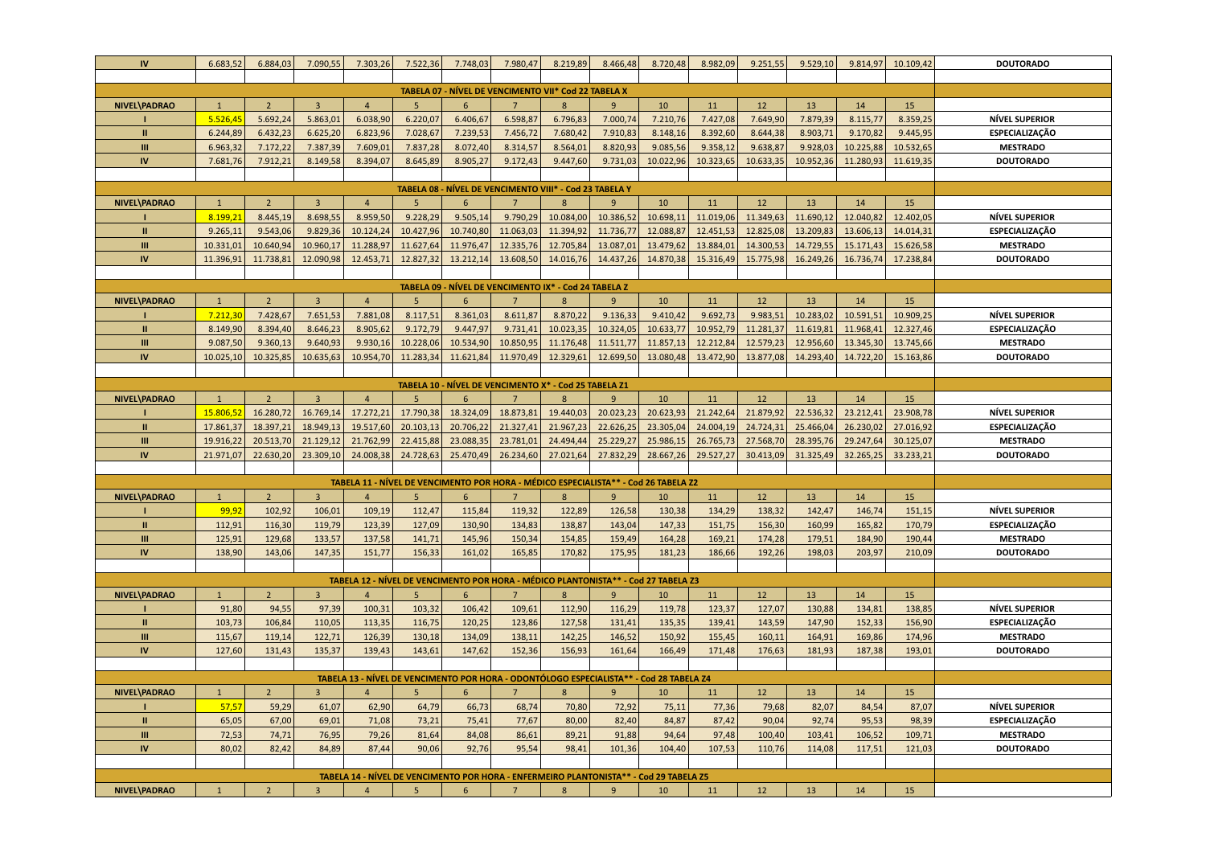| IV | 6.683,52 | 6.884,03 | 7.090,55 | 7.303,26 | 7.522,36 | 7.748,03 | 7.980,47 | 8.219,89 | 8.466,48 | 8.720,48 | 8.982,09 | 9.251,55 | 9.529,10 | 9.814,97 | 10.109,42 | DOUTORADO |
|---|---|---|---|---|---|---|---|---|---|---|---|---|---|---|---|---|

**TABELA 07 - NÍVEL DE VENCIMENTO VII* Cod 22 TABELA X**

| NIVEL\PADRAO | 1 | 2 | 3 | 4 | 5 | 6 | 7 | 8 | 9 | 10 | 11 | 12 | 13 | 14 | 15 | |
|---|---|---|---|---|---|---|---|---|---|---|---|---|---|---|---|---|
| I | 5.526,45 | 5.692,24 | 5.863,01 | 6.038,90 | 6.220,07 | 6.406,67 | 6.598,87 | 6.796,83 | 7.000,74 | 7.210,76 | 7.427,08 | 7.649,90 | 7.879,39 | 8.115,77 | 8.359,25 | NÍVEL SUPERIOR |
| II | 6.244,89 | 6.432,23 | 6.625,20 | 6.823,96 | 7.028,67 | 7.239,53 | 7.456,72 | 7.680,42 | 7.910,83 | 8.148,16 | 8.392,60 | 8.644,38 | 8.903,71 | 9.170,82 | 9.445,95 | ESPECIALIZAÇÃO |
| III | 6.963,32 | 7.172,22 | 7.387,39 | 7.609,01 | 7.837,28 | 8.072,40 | 8.314,57 | 8.564,01 | 8.820,93 | 9.085,56 | 9.358,12 | 9.638,87 | 9.928,03 | 10.225,88 | 10.532,65 | MESTRADO |
| IV | 7.681,76 | 7.912,21 | 8.149,58 | 8.394,07 | 8.645,89 | 8.905,27 | 9.172,43 | 9.447,60 | 9.731,03 | 10.022,96 | 10.323,65 | 10.633,35 | 10.952,36 | 11.280,93 | 11.619,35 | DOUTORADO |

**TABELA 08 - NÍVEL DE VENCIMENTO VIII* - Cod 23 TABELA Y**

| NIVEL\PADRAO | 1 | 2 | 3 | 4 | 5 | 6 | 7 | 8 | 9 | 10 | 11 | 12 | 13 | 14 | 15 | |
|---|---|---|---|---|---|---|---|---|---|---|---|---|---|---|---|---|
| I | 8.199,21 | 8.445,19 | 8.698,55 | 8.959,50 | 9.228,29 | 9.505,14 | 9.790,29 | 10.084,00 | 10.386,52 | 10.698,11 | 11.019,06 | 11.349,63 | 11.690,12 | 12.040,82 | 12.402,05 | NÍVEL SUPERIOR |
| II | 9.265,11 | 9.543,06 | 9.829,36 | 10.124,24 | 10.427,96 | 10.740,80 | 11.063,03 | 11.394,92 | 11.736,77 | 12.088,87 | 12.451,53 | 12.825,08 | 13.209,83 | 13.606,13 | 14.014,31 | ESPECIALIZAÇÃO |
| III | 10.331,01 | 10.640,94 | 10.960,17 | 11.288,97 | 11.627,64 | 11.976,47 | 12.335,76 | 12.705,84 | 13.087,01 | 13.479,62 | 13.884,01 | 14.300,53 | 14.729,55 | 15.171,43 | 15.626,58 | MESTRADO |
| IV | 11.396,91 | 11.738,81 | 12.090,98 | 12.453,71 | 12.827,32 | 13.212,14 | 13.608,50 | 14.016,76 | 14.437,26 | 14.870,38 | 15.316,49 | 15.775,98 | 16.249,26 | 16.736,74 | 17.238,84 | DOUTORADO |

**TABELA 09 - NÍVEL DE VENCIMENTO IX* - Cod 24 TABELA Z**

| NIVEL\PADRAO | 1 | 2 | 3 | 4 | 5 | 6 | 7 | 8 | 9 | 10 | 11 | 12 | 13 | 14 | 15 | |
|---|---|---|---|---|---|---|---|---|---|---|---|---|---|---|---|---|
| I | 7.212,30 | 7.428,67 | 7.651,53 | 7.881,08 | 8.117,51 | 8.361,03 | 8.611,87 | 8.870,22 | 9.136,33 | 9.410,42 | 9.692,73 | 9.983,51 | 10.283,02 | 10.591,51 | 10.909,25 | NÍVEL SUPERIOR |
| II | 8.149,90 | 8.394,40 | 8.646,23 | 8.905,62 | 9.172,79 | 9.447,97 | 9.731,41 | 10.023,35 | 10.324,05 | 10.633,77 | 10.952,79 | 11.281,37 | 11.619,81 | 11.968,41 | 12.327,46 | ESPECIALIZAÇÃO |
| III | 9.087,50 | 9.360,13 | 9.640,93 | 9.930,16 | 10.228,06 | 10.534,90 | 10.850,95 | 11.176,48 | 11.511,77 | 11.857,13 | 12.212,84 | 12.579,23 | 12.956,60 | 13.345,30 | 13.745,66 | MESTRADO |
| IV | 10.025,10 | 10.325,85 | 10.635,63 | 10.954,70 | 11.283,34 | 11.621,84 | 11.970,49 | 12.329,61 | 12.699,50 | 13.080,48 | 13.472,90 | 13.877,08 | 14.293,40 | 14.722,20 | 15.163,86 | DOUTORADO |

**TABELA 10 - NÍVEL DE VENCIMENTO X* - Cod 25 TABELA Z1**

| NIVEL\PADRAO | 1 | 2 | 3 | 4 | 5 | 6 | 7 | 8 | 9 | 10 | 11 | 12 | 13 | 14 | 15 | |
|---|---|---|---|---|---|---|---|---|---|---|---|---|---|---|---|---|
| I | 15.806,52 | 16.280,72 | 16.769,14 | 17.272,21 | 17.790,38 | 18.324,09 | 18.873,81 | 19.440,03 | 20.023,23 | 20.623,93 | 21.242,64 | 21.879,92 | 22.536,32 | 23.212,41 | 23.908,78 | NÍVEL SUPERIOR |
| II | 17.861,37 | 18.397,21 | 18.949,13 | 19.517,60 | 20.103,13 | 20.706,22 | 21.327,41 | 21.967,23 | 22.626,25 | 23.305,04 | 24.004,19 | 24.724,31 | 25.466,04 | 26.230,02 | 27.016,92 | ESPECIALIZAÇÃO |
| III | 19.916,22 | 20.513,70 | 21.129,12 | 21.762,99 | 22.415,88 | 23.088,35 | 23.781,01 | 24.494,44 | 25.229,27 | 25.986,15 | 26.765,73 | 27.568,70 | 28.395,76 | 29.247,64 | 30.125,07 | MESTRADO |
| IV | 21.971,07 | 22.630,20 | 23.309,10 | 24.008,38 | 24.728,63 | 25.470,49 | 26.234,60 | 27.021,64 | 27.832,29 | 28.667,26 | 29.527,27 | 30.413,09 | 31.325,49 | 32.265,25 | 33.233,21 | DOUTORADO |

**TABELA 11 - NÍVEL DE VENCIMENTO POR HORA - MÉDICO ESPECIALISTA** - Cod 26 TABELA Z2**

| NIVEL\PADRAO | 1 | 2 | 3 | 4 | 5 | 6 | 7 | 8 | 9 | 10 | 11 | 12 | 13 | 14 | 15 | |
|---|---|---|---|---|---|---|---|---|---|---|---|---|---|---|---|---|
| I | 99,92 | 102,92 | 106,01 | 109,19 | 112,47 | 115,84 | 119,32 | 122,89 | 126,58 | 130,38 | 134,29 | 138,32 | 142,47 | 146,74 | 151,15 | NÍVEL SUPERIOR |
| II | 112,91 | 116,30 | 119,79 | 123,39 | 127,09 | 130,90 | 134,83 | 138,87 | 143,04 | 147,33 | 151,75 | 156,30 | 160,99 | 165,82 | 170,79 | ESPECIALIZAÇÃO |
| III | 125,91 | 129,68 | 133,57 | 137,58 | 141,71 | 145,96 | 150,34 | 154,85 | 159,49 | 164,28 | 169,21 | 174,28 | 179,51 | 184,90 | 190,44 | MESTRADO |
| IV | 138,90 | 143,06 | 147,35 | 151,77 | 156,33 | 161,02 | 165,85 | 170,82 | 175,95 | 181,23 | 186,66 | 192,26 | 198,03 | 203,97 | 210,09 | DOUTORADO |

**TABELA 12 - NÍVEL DE VENCIMENTO POR HORA - MÉDICO PLANTONISTA** - Cod 27 TABELA Z3**

| NIVEL\PADRAO | 1 | 2 | 3 | 4 | 5 | 6 | 7 | 8 | 9 | 10 | 11 | 12 | 13 | 14 | 15 | |
|---|---|---|---|---|---|---|---|---|---|---|---|---|---|---|---|---|
| I | 91,80 | 94,55 | 97,39 | 100,31 | 103,32 | 106,42 | 109,61 | 112,90 | 116,29 | 119,78 | 123,37 | 127,07 | 130,88 | 134,81 | 138,85 | NÍVEL SUPERIOR |
| II | 103,73 | 106,84 | 110,05 | 113,35 | 116,75 | 120,25 | 123,86 | 127,58 | 131,41 | 135,35 | 139,41 | 143,59 | 147,90 | 152,33 | 156,90 | ESPECIALIZAÇÃO |
| III | 115,67 | 119,14 | 122,71 | 126,39 | 130,18 | 134,09 | 138,11 | 142,25 | 146,52 | 150,92 | 155,45 | 160,11 | 164,91 | 169,86 | 174,96 | MESTRADO |
| IV | 127,60 | 131,43 | 135,37 | 139,43 | 143,61 | 147,62 | 152,36 | 156,93 | 161,64 | 166,49 | 171,48 | 176,63 | 181,93 | 187,38 | 193,01 | DOUTORADO |

**TABELA 13 - NÍVEL DE VENCIMENTO POR HORA - ODONTÓLOGO ESPECIALISTA** - Cod 28 TABELA Z4**

| NIVEL\PADRAO | 1 | 2 | 3 | 4 | 5 | 6 | 7 | 8 | 9 | 10 | 11 | 12 | 13 | 14 | 15 | |
|---|---|---|---|---|---|---|---|---|---|---|---|---|---|---|---|---|
| I | 57,57 | 59,29 | 61,07 | 62,90 | 64,79 | 66,73 | 68,74 | 70,80 | 72,92 | 75,11 | 77,36 | 79,68 | 82,07 | 84,54 | 87,07 | NÍVEL SUPERIOR |
| II | 65,05 | 67,00 | 69,01 | 71,08 | 73,21 | 75,41 | 77,67 | 80,00 | 82,40 | 84,87 | 87,42 | 90,04 | 92,74 | 95,53 | 98,39 | ESPECIALIZAÇÃO |
| III | 72,53 | 74,71 | 76,95 | 79,26 | 81,64 | 84,08 | 86,61 | 89,21 | 91,88 | 94,64 | 97,48 | 100,40 | 103,41 | 106,52 | 109,71 | MESTRADO |
| IV | 80,02 | 82,42 | 84,89 | 87,44 | 90,06 | 92,76 | 95,54 | 98,41 | 101,36 | 104,40 | 107,53 | 110,76 | 114,08 | 117,51 | 121,03 | DOUTORADO |

**TABELA 14 - NÍVEL DE VENCIMENTO POR HORA - ENFERMEIRO PLANTONISTA** - Cod 29 TABELA Z5**

| NIVEL\PADRAO | 1 | 2 | 3 | 4 | 5 | 6 | 7 | 8 | 9 | 10 | 11 | 12 | 13 | 14 | 15 | |
|---|---|---|---|---|---|---|---|---|---|---|---|---|---|---|---|---|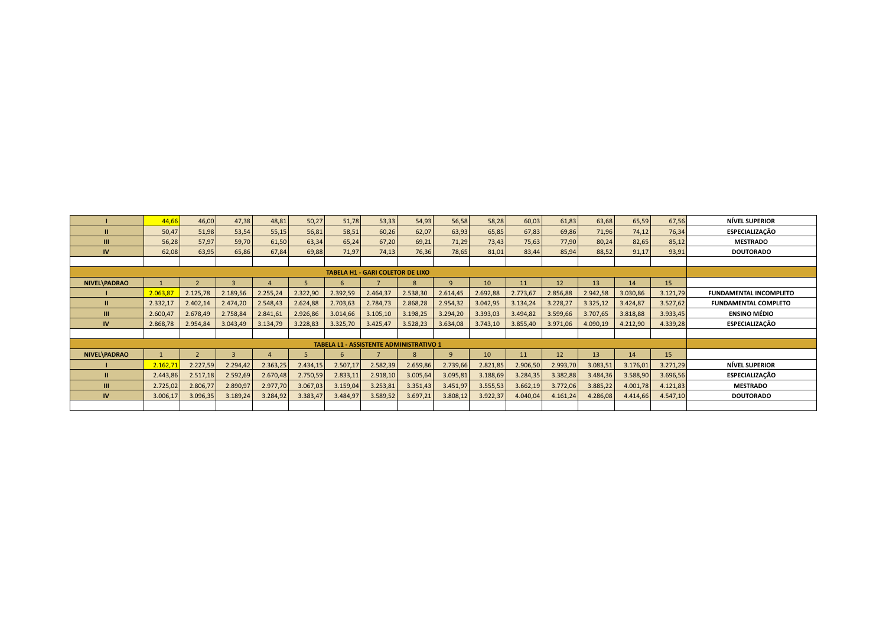| | | | | | | | | | | | | | | | | |
|---|---|---|---|---|---|---|---|---|---|---|---|---|---|---|---|---|
| I | 44,66 | 46,00 | 47,38 | 48,81 | 50,27 | 51,78 | 53,33 | 54,93 | 56,58 | 58,28 | 60,03 | 61,83 | 63,68 | 65,59 | 67,56 | NÍVEL SUPERIOR |
| II | 50,47 | 51,98 | 53,54 | 55,15 | 56,81 | 58,51 | 60,26 | 62,07 | 63,93 | 65,85 | 67,83 | 69,86 | 71,96 | 74,12 | 76,34 | ESPECIALIZAÇÃO |
| III | 56,28 | 57,97 | 59,70 | 61,50 | 63,34 | 65,24 | 67,20 | 69,21 | 71,29 | 73,43 | 75,63 | 77,90 | 80,24 | 82,65 | 85,12 | MESTRADO |
| IV | 62,08 | 63,95 | 65,86 | 67,84 | 69,88 | 71,97 | 74,13 | 76,36 | 78,65 | 81,01 | 83,44 | 85,94 | 88,52 | 91,17 | 93,91 | DOUTORADO |

**TABELA H1 - GARI COLETOR DE LIXO**

| NIVEL\PADRAO | 1 | 2 | 3 | 4 | 5 | 6 | 7 | 8 | 9 | 10 | 11 | 12 | 13 | 14 | 15 | |
|---|---|---|---|---|---|---|---|---|---|---|---|---|---|---|---|---|
| I | 2.063,87 | 2.125,78 | 2.189,56 | 2.255,24 | 2.322,90 | 2.392,59 | 2.464,37 | 2.538,30 | 2.614,45 | 2.692,88 | 2.773,67 | 2.856,88 | 2.942,58 | 3.030,86 | 3.121,79 | FUNDAMENTAL INCOMPLETO |
| II | 2.332,17 | 2.402,14 | 2.474,20 | 2.548,43 | 2.624,88 | 2.703,63 | 2.784,73 | 2.868,28 | 2.954,32 | 3.042,95 | 3.134,24 | 3.228,27 | 3.325,12 | 3.424,87 | 3.527,62 | FUNDAMENTAL COMPLETO |
| III | 2.600,47 | 2.678,49 | 2.758,84 | 2.841,61 | 2.926,86 | 3.014,66 | 3.105,10 | 3.198,25 | 3.294,20 | 3.393,03 | 3.494,82 | 3.599,66 | 3.707,65 | 3.818,88 | 3.933,45 | ENSINO MÉDIO |
| IV | 2.868,78 | 2.954,84 | 3.043,49 | 3.134,79 | 3.228,83 | 3.325,70 | 3.425,47 | 3.528,23 | 3.634,08 | 3.743,10 | 3.855,40 | 3.971,06 | 4.090,19 | 4.212,90 | 4.339,28 | ESPECIALIZAÇÃO |

**TABELA L1 - ASSISTENTE ADMINISTRATIVO 1**

| NIVEL\PADRAO | 1 | 2 | 3 | 4 | 5 | 6 | 7 | 8 | 9 | 10 | 11 | 12 | 13 | 14 | 15 | |
|---|---|---|---|---|---|---|---|---|---|---|---|---|---|---|---|---|
| I | 2.162,71 | 2.227,59 | 2.294,42 | 2.363,25 | 2.434,15 | 2.507,17 | 2.582,39 | 2.659,86 | 2.739,66 | 2.821,85 | 2.906,50 | 2.993,70 | 3.083,51 | 3.176,01 | 3.271,29 | NÍVEL SUPERIOR |
| II | 2.443,86 | 2.517,18 | 2.592,69 | 2.670,48 | 2.750,59 | 2.833,11 | 2.918,10 | 3.005,64 | 3.095,81 | 3.188,69 | 3.284,35 | 3.382,88 | 3.484,36 | 3.588,90 | 3.696,56 | ESPECIALIZAÇÃO |
| III | 2.725,02 | 2.806,77 | 2.890,97 | 2.977,70 | 3.067,03 | 3.159,04 | 3.253,81 | 3.351,43 | 3.451,97 | 3.555,53 | 3.662,19 | 3.772,06 | 3.885,22 | 4.001,78 | 4.121,83 | MESTRADO |
| IV | 3.006,17 | 3.096,35 | 3.189,24 | 3.284,92 | 3.383,47 | 3.484,97 | 3.589,52 | 3.697,21 | 3.808,12 | 3.922,37 | 4.040,04 | 4.161,24 | 4.286,08 | 4.414,66 | 4.547,10 | DOUTORADO |